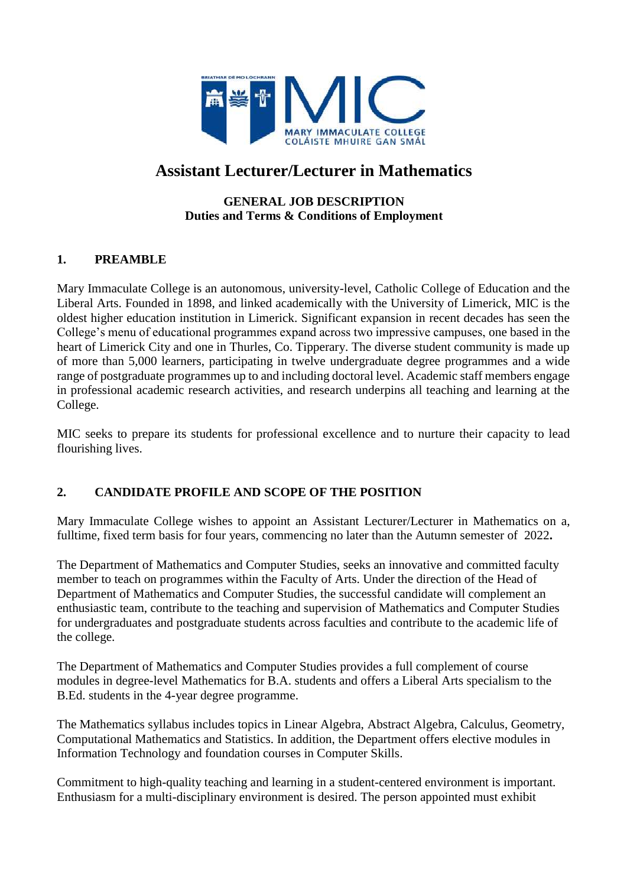# Assistant Lecturer/Lecturer in Mathematics

**GENERAL JOB DESCRIPTION**
**Duties and Terms & Conditions of Employment**

## 1. PREAMBLE

Mary Immaculate College is an autonomous, university-level, Catholic College of Education and the Liberal Arts. Founded in 1898, and linked academically with the University of Limerick, MIC is the oldest higher education institution in Limerick. Significant expansion in recent decades has seen the College's menu of educational programmes expand across two impressive campuses, one based in the heart of Limerick City and one in Thurles, Co. Tipperary. The diverse student community is made up of more than 5,000 learners, participating in twelve undergraduate degree programmes and a wide range of postgraduate programmes up to and including doctoral level. Academic staff members engage in professional academic research activities, and research underpins all teaching and learning at the College.

MIC seeks to prepare its students for professional excellence and to nurture their capacity to lead flourishing lives.

## 2. CANDIDATE PROFILE AND SCOPE OF THE POSITION

Mary Immaculate College wishes to appoint an Assistant Lecturer/Lecturer in Mathematics on a, fulltime, fixed term basis for four years, commencing no later than the Autumn semester of 2022**.**

The Department of Mathematics and Computer Studies, seeks an innovative and committed faculty member to teach on programmes within the Faculty of Arts. Under the direction of the Head of Department of Mathematics and Computer Studies, the successful candidate will complement an enthusiastic team, contribute to the teaching and supervision of Mathematics and Computer Studies for undergraduates and postgraduate students across faculties and contribute to the academic life of the college.

The Department of Mathematics and Computer Studies provides a full complement of course modules in degree-level Mathematics for B.A. students and offers a Liberal Arts specialism to the B.Ed. students in the 4-year degree programme.

The Mathematics syllabus includes topics in Linear Algebra, Abstract Algebra, Calculus, Geometry, Computational Mathematics and Statistics. In addition, the Department offers elective modules in Information Technology and foundation courses in Computer Skills.

Commitment to high-quality teaching and learning in a student-centered environment is important. Enthusiasm for a multi-disciplinary environment is desired. The person appointed must exhibit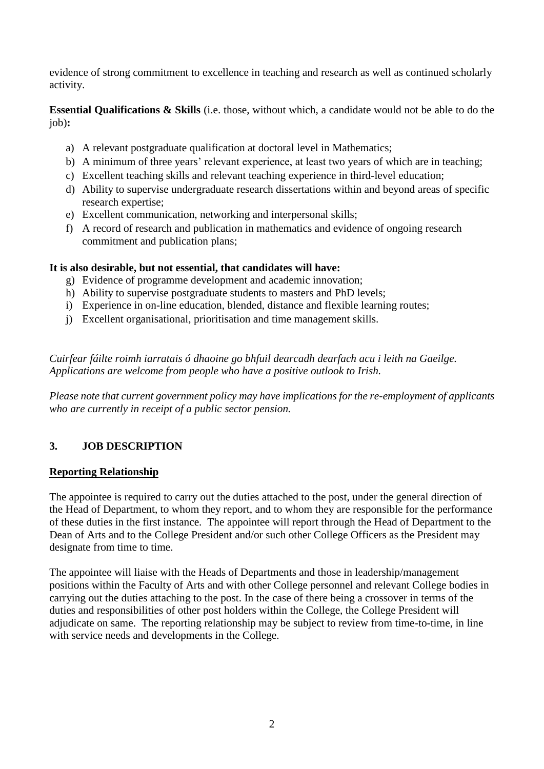evidence of strong commitment to excellence in teaching and research as well as continued scholarly activity.

**Essential Qualifications & Skills** (i.e. those, without which, a candidate would not be able to do the job)**:**

a) A relevant postgraduate qualification at doctoral level in Mathematics;
b) A minimum of three years' relevant experience, at least two years of which are in teaching;
c) Excellent teaching skills and relevant teaching experience in third-level education;
d) Ability to supervise undergraduate research dissertations within and beyond areas of specific research expertise;
e) Excellent communication, networking and interpersonal skills;
f) A record of research and publication in mathematics and evidence of ongoing research commitment and publication plans;

**It is also desirable, but not essential, that candidates will have:**

g) Evidence of programme development and academic innovation;
h) Ability to supervise postgraduate students to masters and PhD levels;
i) Experience in on-line education, blended, distance and flexible learning routes;
j) Excellent organisational, prioritisation and time management skills.

*Cuirfear fáilte roimh iarratais ó dhaoine go bhfuil dearcadh dearfach acu i leith na Gaeilge. Applications are welcome from people who have a positive outlook to Irish.*

*Please note that current government policy may have implications for the re-employment of applicants who are currently in receipt of a public sector pension.*

## 3. JOB DESCRIPTION

**Reporting Relationship**

The appointee is required to carry out the duties attached to the post, under the general direction of the Head of Department, to whom they report, and to whom they are responsible for the performance of these duties in the first instance. The appointee will report through the Head of Department to the Dean of Arts and to the College President and/or such other College Officers as the President may designate from time to time.

The appointee will liaise with the Heads of Departments and those in leadership/management positions within the Faculty of Arts and with other College personnel and relevant College bodies in carrying out the duties attaching to the post. In the case of there being a crossover in terms of the duties and responsibilities of other post holders within the College, the College President will adjudicate on same. The reporting relationship may be subject to review from time-to-time, in line with service needs and developments in the College.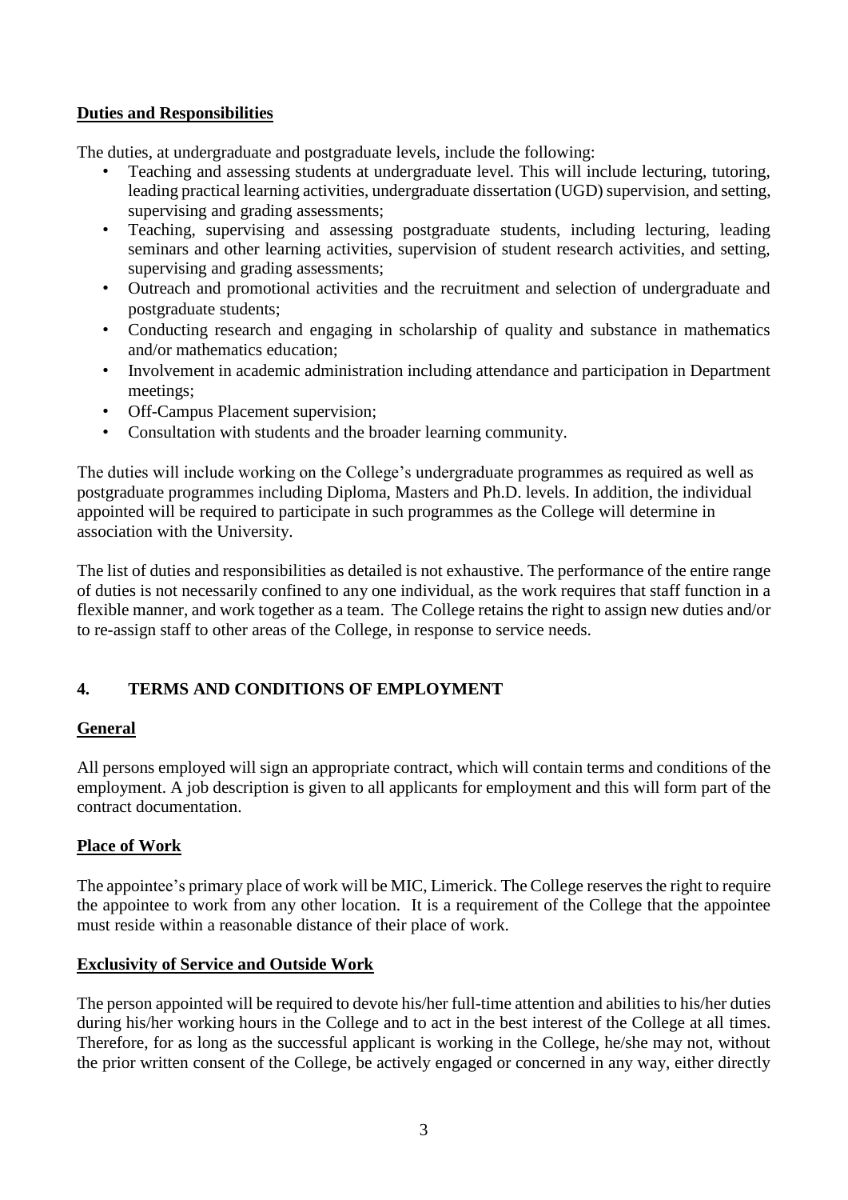**Duties and Responsibilities**

The duties, at undergraduate and postgraduate levels, include the following:

- Teaching and assessing students at undergraduate level. This will include lecturing, tutoring, leading practical learning activities, undergraduate dissertation (UGD) supervision, and setting, supervising and grading assessments;
- Teaching, supervising and assessing postgraduate students, including lecturing, leading seminars and other learning activities, supervision of student research activities, and setting, supervising and grading assessments;
- Outreach and promotional activities and the recruitment and selection of undergraduate and postgraduate students;
- Conducting research and engaging in scholarship of quality and substance in mathematics and/or mathematics education;
- Involvement in academic administration including attendance and participation in Department meetings;
- Off-Campus Placement supervision;
- Consultation with students and the broader learning community.

The duties will include working on the College's undergraduate programmes as required as well as postgraduate programmes including Diploma, Masters and Ph.D. levels. In addition, the individual appointed will be required to participate in such programmes as the College will determine in association with the University.

The list of duties and responsibilities as detailed is not exhaustive. The performance of the entire range of duties is not necessarily confined to any one individual, as the work requires that staff function in a flexible manner, and work together as a team. The College retains the right to assign new duties and/or to re-assign staff to other areas of the College, in response to service needs.

## 4. TERMS AND CONDITIONS OF EMPLOYMENT

**General**

All persons employed will sign an appropriate contract, which will contain terms and conditions of the employment. A job description is given to all applicants for employment and this will form part of the contract documentation.

**Place of Work**

The appointee's primary place of work will be MIC, Limerick. The College reserves the right to require the appointee to work from any other location. It is a requirement of the College that the appointee must reside within a reasonable distance of their place of work.

**Exclusivity of Service and Outside Work**

The person appointed will be required to devote his/her full-time attention and abilities to his/her duties during his/her working hours in the College and to act in the best interest of the College at all times. Therefore, for as long as the successful applicant is working in the College, he/she may not, without the prior written consent of the College, be actively engaged or concerned in any way, either directly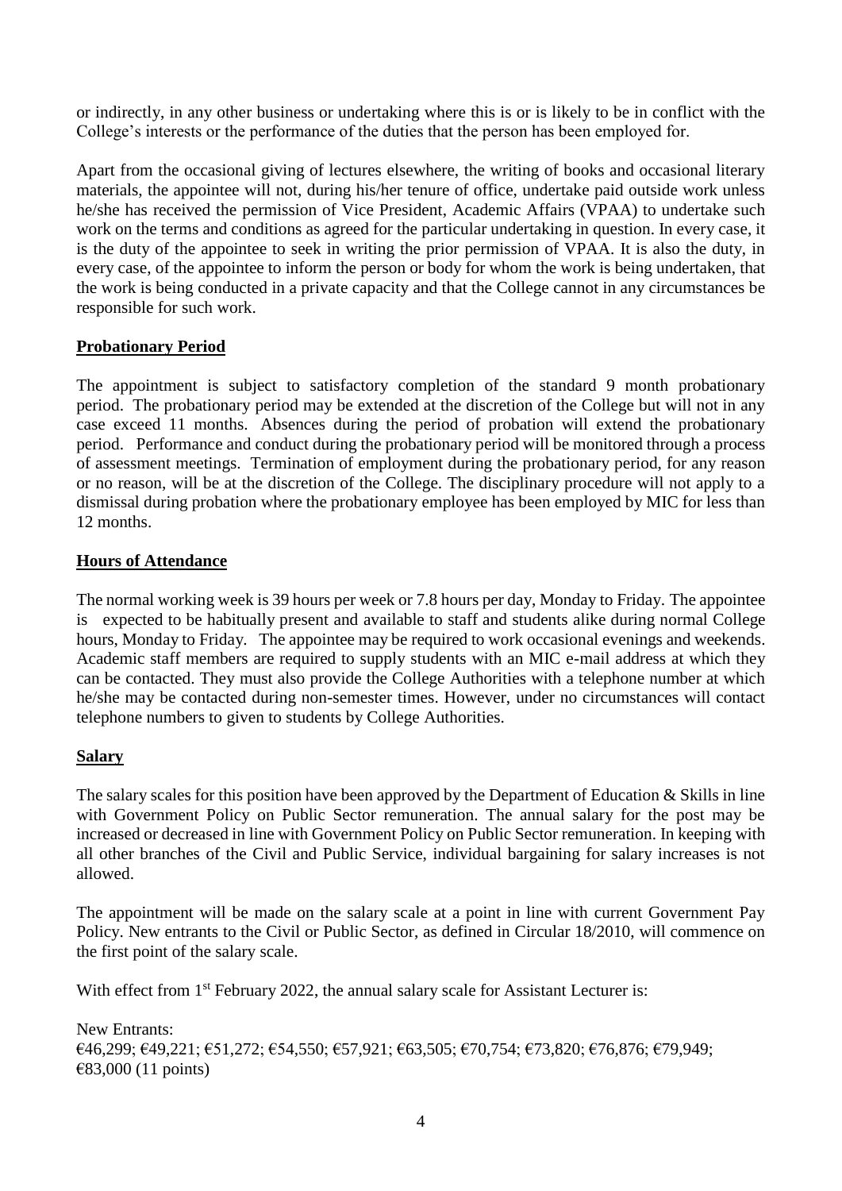or indirectly, in any other business or undertaking where this is or is likely to be in conflict with the College's interests or the performance of the duties that the person has been employed for.

Apart from the occasional giving of lectures elsewhere, the writing of books and occasional literary materials, the appointee will not, during his/her tenure of office, undertake paid outside work unless he/she has received the permission of Vice President, Academic Affairs (VPAA) to undertake such work on the terms and conditions as agreed for the particular undertaking in question. In every case, it is the duty of the appointee to seek in writing the prior permission of VPAA. It is also the duty, in every case, of the appointee to inform the person or body for whom the work is being undertaken, that the work is being conducted in a private capacity and that the College cannot in any circumstances be responsible for such work.

## Probationary Period

The appointment is subject to satisfactory completion of the standard 9 month probationary period. The probationary period may be extended at the discretion of the College but will not in any case exceed 11 months. Absences during the period of probation will extend the probationary period. Performance and conduct during the probationary period will be monitored through a process of assessment meetings. Termination of employment during the probationary period, for any reason or no reason, will be at the discretion of the College. The disciplinary procedure will not apply to a dismissal during probation where the probationary employee has been employed by MIC for less than 12 months.

## Hours of Attendance

The normal working week is 39 hours per week or 7.8 hours per day, Monday to Friday. The appointee is expected to be habitually present and available to staff and students alike during normal College hours, Monday to Friday. The appointee may be required to work occasional evenings and weekends. Academic staff members are required to supply students with an MIC e-mail address at which they can be contacted. They must also provide the College Authorities with a telephone number at which he/she may be contacted during non-semester times. However, under no circumstances will contact telephone numbers to given to students by College Authorities.

## Salary

The salary scales for this position have been approved by the Department of Education & Skills in line with Government Policy on Public Sector remuneration. The annual salary for the post may be increased or decreased in line with Government Policy on Public Sector remuneration. In keeping with all other branches of the Civil and Public Service, individual bargaining for salary increases is not allowed.

The appointment will be made on the salary scale at a point in line with current Government Pay Policy. New entrants to the Civil or Public Sector, as defined in Circular 18/2010, will commence on the first point of the salary scale.

With effect from 1st February 2022, the annual salary scale for Assistant Lecturer is:

New Entrants:
€46,299; €49,221; €51,272; €54,550; €57,921; €63,505; €70,754; €73,820; €76,876; €79,949; €83,000 (11 points)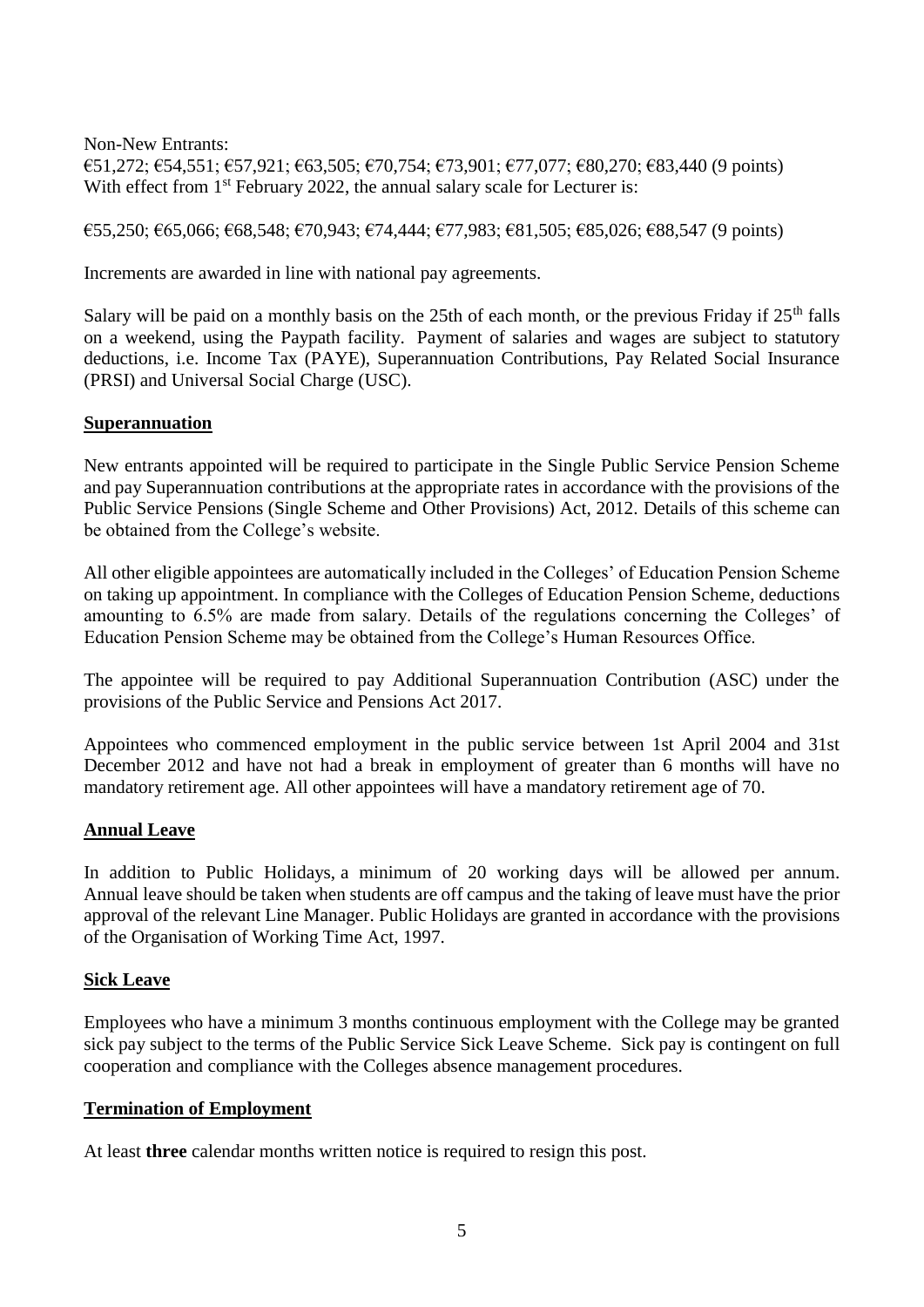Non-New Entrants:
€51,272; €54,551; €57,921; €63,505; €70,754; €73,901; €77,077; €80,270; €83,440 (9 points)
With effect from 1st February 2022, the annual salary scale for Lecturer is:

€55,250; €65,066; €68,548; €70,943; €74,444; €77,983; €81,505; €85,026; €88,547 (9 points)

Increments are awarded in line with national pay agreements.

Salary will be paid on a monthly basis on the 25th of each month, or the previous Friday if 25th falls on a weekend, using the Paypath facility. Payment of salaries and wages are subject to statutory deductions, i.e. Income Tax (PAYE), Superannuation Contributions, Pay Related Social Insurance (PRSI) and Universal Social Charge (USC).

## Superannuation

New entrants appointed will be required to participate in the Single Public Service Pension Scheme and pay Superannuation contributions at the appropriate rates in accordance with the provisions of the Public Service Pensions (Single Scheme and Other Provisions) Act, 2012. Details of this scheme can be obtained from the College's website.

All other eligible appointees are automatically included in the Colleges' of Education Pension Scheme on taking up appointment. In compliance with the Colleges of Education Pension Scheme, deductions amounting to 6.5% are made from salary. Details of the regulations concerning the Colleges' of Education Pension Scheme may be obtained from the College's Human Resources Office.

The appointee will be required to pay Additional Superannuation Contribution (ASC) under the provisions of the Public Service and Pensions Act 2017.

Appointees who commenced employment in the public service between 1st April 2004 and 31st December 2012 and have not had a break in employment of greater than 6 months will have no mandatory retirement age. All other appointees will have a mandatory retirement age of 70.

## Annual Leave

In addition to Public Holidays, a minimum of 20 working days will be allowed per annum. Annual leave should be taken when students are off campus and the taking of leave must have the prior approval of the relevant Line Manager. Public Holidays are granted in accordance with the provisions of the Organisation of Working Time Act, 1997.

## Sick Leave

Employees who have a minimum 3 months continuous employment with the College may be granted sick pay subject to the terms of the Public Service Sick Leave Scheme. Sick pay is contingent on full cooperation and compliance with the Colleges absence management procedures.

## Termination of Employment

At least **three** calendar months written notice is required to resign this post.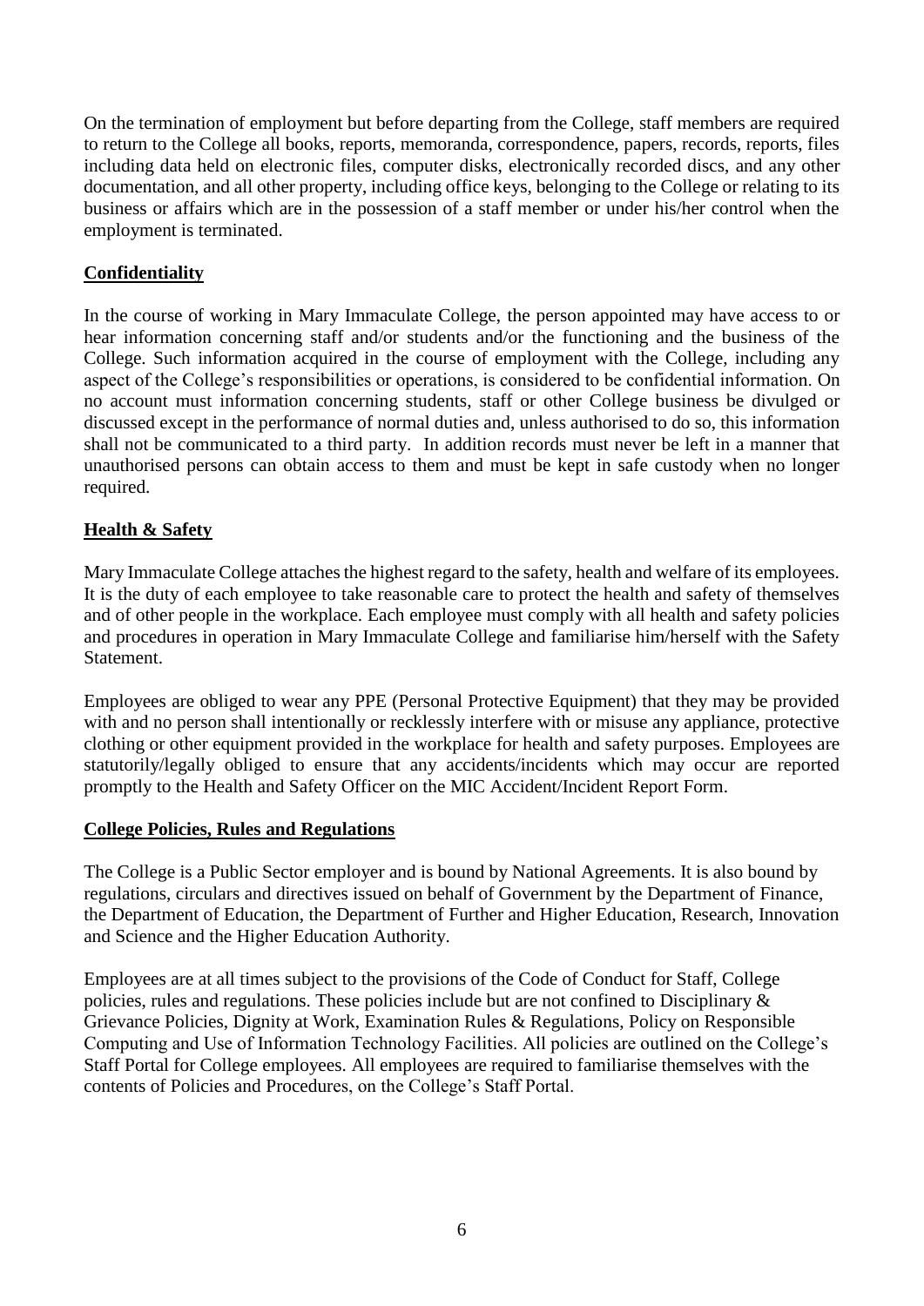On the termination of employment but before departing from the College, staff members are required to return to the College all books, reports, memoranda, correspondence, papers, records, reports, files including data held on electronic files, computer disks, electronically recorded discs, and any other documentation, and all other property, including office keys, belonging to the College or relating to its business or affairs which are in the possession of a staff member or under his/her control when the employment is terminated.

## Confidentiality

In the course of working in Mary Immaculate College, the person appointed may have access to or hear information concerning staff and/or students and/or the functioning and the business of the College. Such information acquired in the course of employment with the College, including any aspect of the College's responsibilities or operations, is considered to be confidential information. On no account must information concerning students, staff or other College business be divulged or discussed except in the performance of normal duties and, unless authorised to do so, this information shall not be communicated to a third party. In addition records must never be left in a manner that unauthorised persons can obtain access to them and must be kept in safe custody when no longer required.

## Health & Safety

Mary Immaculate College attaches the highest regard to the safety, health and welfare of its employees. It is the duty of each employee to take reasonable care to protect the health and safety of themselves and of other people in the workplace. Each employee must comply with all health and safety policies and procedures in operation in Mary Immaculate College and familiarise him/herself with the Safety Statement.

Employees are obliged to wear any PPE (Personal Protective Equipment) that they may be provided with and no person shall intentionally or recklessly interfere with or misuse any appliance, protective clothing or other equipment provided in the workplace for health and safety purposes. Employees are statutorily/legally obliged to ensure that any accidents/incidents which may occur are reported promptly to the Health and Safety Officer on the MIC Accident/Incident Report Form.

## College Policies, Rules and Regulations

The College is a Public Sector employer and is bound by National Agreements. It is also bound by regulations, circulars and directives issued on behalf of Government by the Department of Finance, the Department of Education, the Department of Further and Higher Education, Research, Innovation and Science and the Higher Education Authority.

Employees are at all times subject to the provisions of the Code of Conduct for Staff, College policies, rules and regulations. These policies include but are not confined to Disciplinary & Grievance Policies, Dignity at Work, Examination Rules & Regulations, Policy on Responsible Computing and Use of Information Technology Facilities. All policies are outlined on the College's Staff Portal for College employees. All employees are required to familiarise themselves with the contents of Policies and Procedures, on the College's Staff Portal.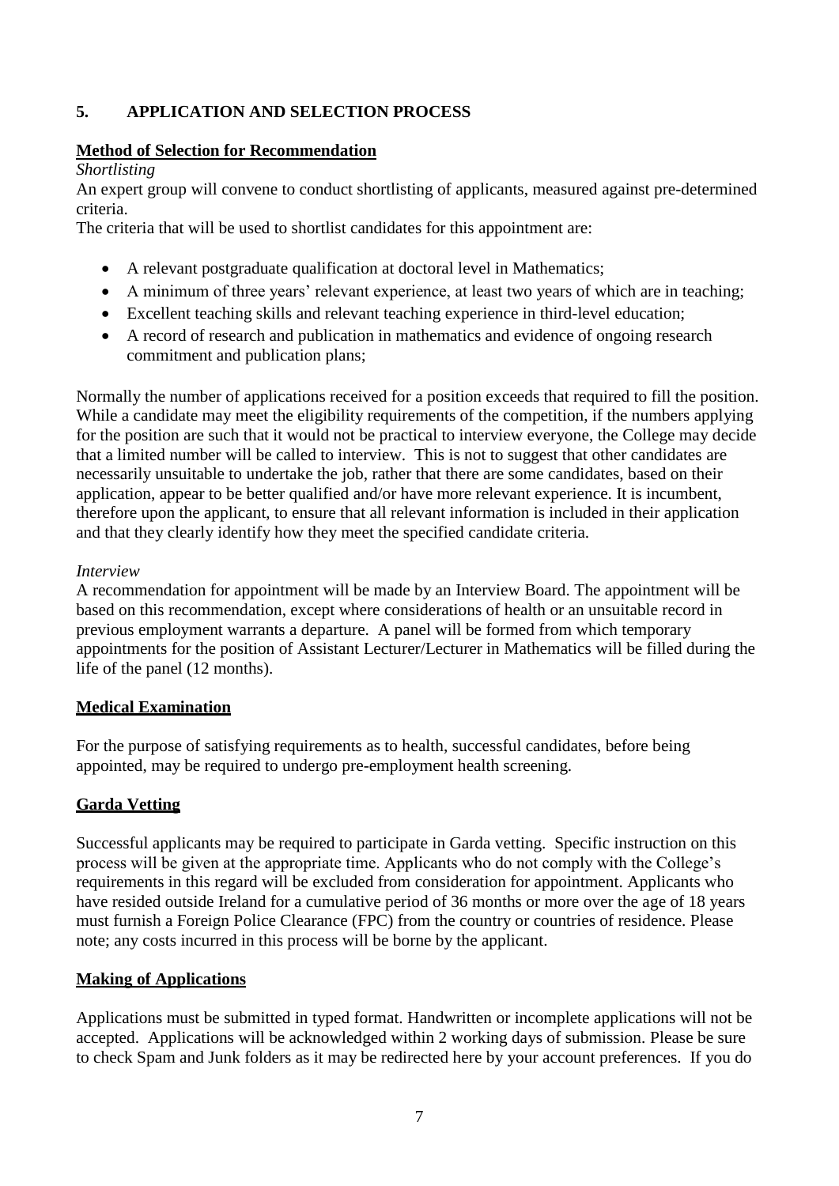## 5. APPLICATION AND SELECTION PROCESS

**Method of Selection for Recommendation**

*Shortlisting*

An expert group will convene to conduct shortlisting of applicants, measured against pre-determined criteria.

The criteria that will be used to shortlist candidates for this appointment are:

- A relevant postgraduate qualification at doctoral level in Mathematics;
- A minimum of three years' relevant experience, at least two years of which are in teaching;
- Excellent teaching skills and relevant teaching experience in third-level education;
- A record of research and publication in mathematics and evidence of ongoing research commitment and publication plans;

Normally the number of applications received for a position exceeds that required to fill the position. While a candidate may meet the eligibility requirements of the competition, if the numbers applying for the position are such that it would not be practical to interview everyone, the College may decide that a limited number will be called to interview. This is not to suggest that other candidates are necessarily unsuitable to undertake the job, rather that there are some candidates, based on their application, appear to be better qualified and/or have more relevant experience. It is incumbent, therefore upon the applicant, to ensure that all relevant information is included in their application and that they clearly identify how they meet the specified candidate criteria.

*Interview*

A recommendation for appointment will be made by an Interview Board. The appointment will be based on this recommendation, except where considerations of health or an unsuitable record in previous employment warrants a departure. A panel will be formed from which temporary appointments for the position of Assistant Lecturer/Lecturer in Mathematics will be filled during the life of the panel (12 months).

**Medical Examination**

For the purpose of satisfying requirements as to health, successful candidates, before being appointed, may be required to undergo pre-employment health screening.

**Garda Vetting**

Successful applicants may be required to participate in Garda vetting. Specific instruction on this process will be given at the appropriate time. Applicants who do not comply with the College's requirements in this regard will be excluded from consideration for appointment. Applicants who have resided outside Ireland for a cumulative period of 36 months or more over the age of 18 years must furnish a Foreign Police Clearance (FPC) from the country or countries of residence. Please note; any costs incurred in this process will be borne by the applicant.

**Making of Applications**

Applications must be submitted in typed format. Handwritten or incomplete applications will not be accepted. Applications will be acknowledged within 2 working days of submission. Please be sure to check Spam and Junk folders as it may be redirected here by your account preferences. If you do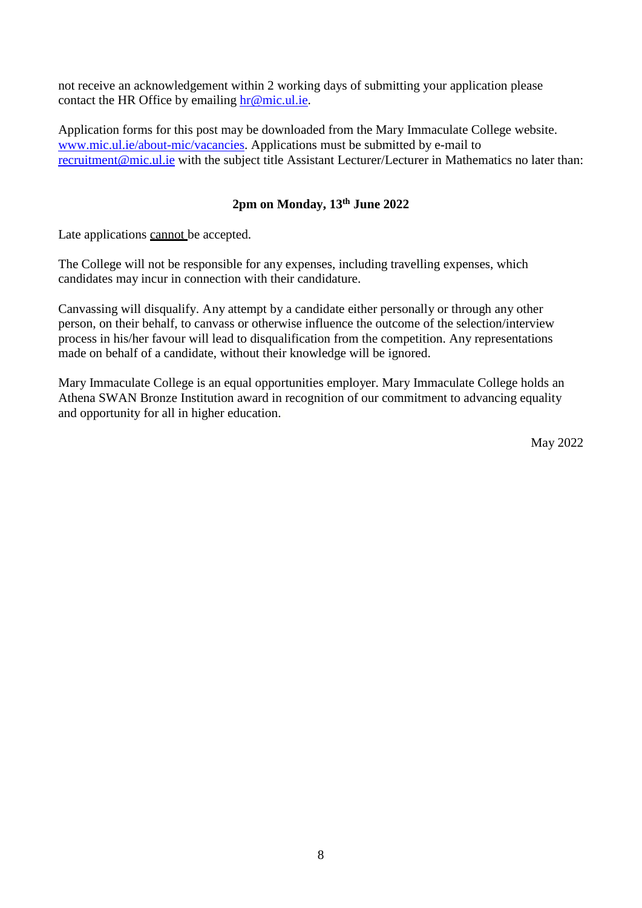not receive an acknowledgement within 2 working days of submitting your application please contact the HR Office by emailing hr@mic.ul.ie.

Application forms for this post may be downloaded from the Mary Immaculate College website. www.mic.ul.ie/about-mic/vacancies. Applications must be submitted by e-mail to recruitment@mic.ul.ie with the subject title Assistant Lecturer/Lecturer in Mathematics no later than:

**2pm on Monday, 13th June 2022**

Late applications cannot be accepted.

The College will not be responsible for any expenses, including travelling expenses, which candidates may incur in connection with their candidature.

Canvassing will disqualify. Any attempt by a candidate either personally or through any other person, on their behalf, to canvass or otherwise influence the outcome of the selection/interview process in his/her favour will lead to disqualification from the competition. Any representations made on behalf of a candidate, without their knowledge will be ignored.

Mary Immaculate College is an equal opportunities employer. Mary Immaculate College holds an Athena SWAN Bronze Institution award in recognition of our commitment to advancing equality and opportunity for all in higher education.

May 2022